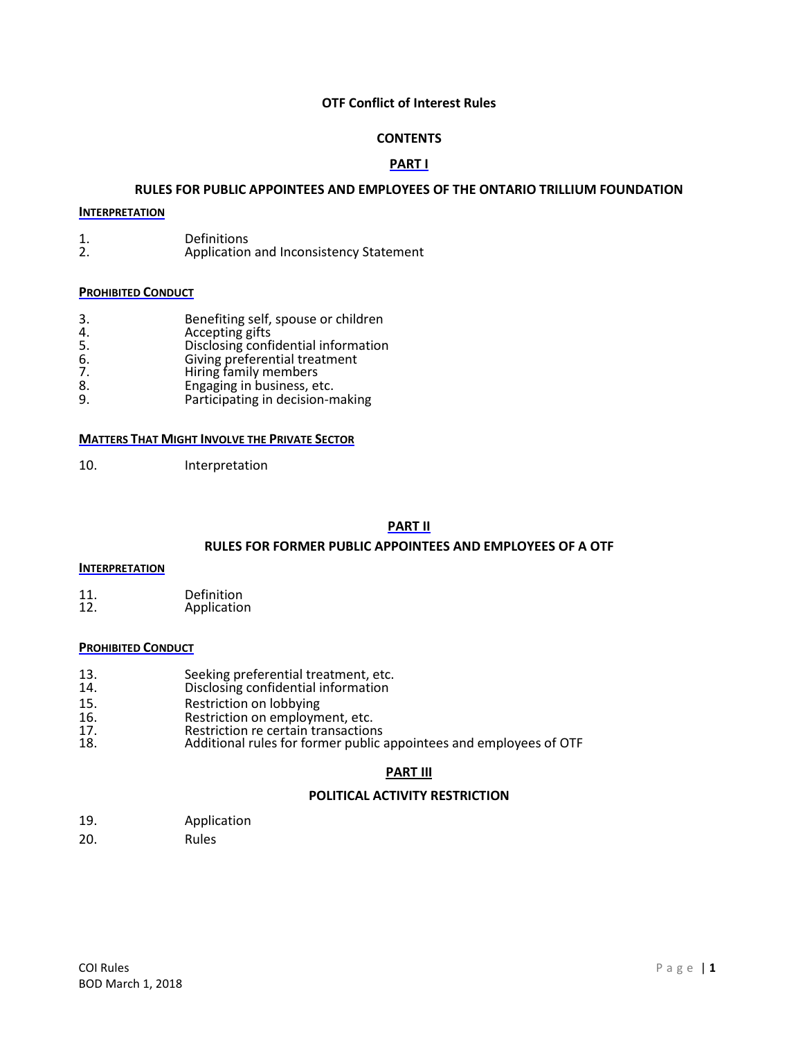# OTF Conflict of Interest Rules

## CONTENTS

## PART I

### RULES FOR PUBLIC APPOINTEES AND EMPLOYEES OF THE ONTARIO TRILLIUM FOUNDATION

**INTERPRETATION**

1. Definitions
2. Application and Inconsistency Statement

**PROHIBITED CONDUCT**

3. Benefiting self, spouse or children
4. Accepting gifts
5. Disclosing confidential information
6. Giving preferential treatment
7. Hiring family members
8. Engaging in business, etc.
9. Participating in decision-making

**MATTERS THAT MIGHT INVOLVE THE PRIVATE SECTOR**

10. Interpretation

## PART II

### RULES FOR FORMER PUBLIC APPOINTEES AND EMPLOYEES OF A OTF

**INTERPRETATION**

11. Definition
12. Application

**PROHIBITED CONDUCT**

13. Seeking preferential treatment, etc.
14. Disclosing confidential information
15. Restriction on lobbying
16. Restriction on employment, etc.
17. Restriction re certain transactions
18. Additional rules for former public appointees and employees of OTF

## PART III

### POLITICAL ACTIVITY RESTRICTION

19. Application
20. Rules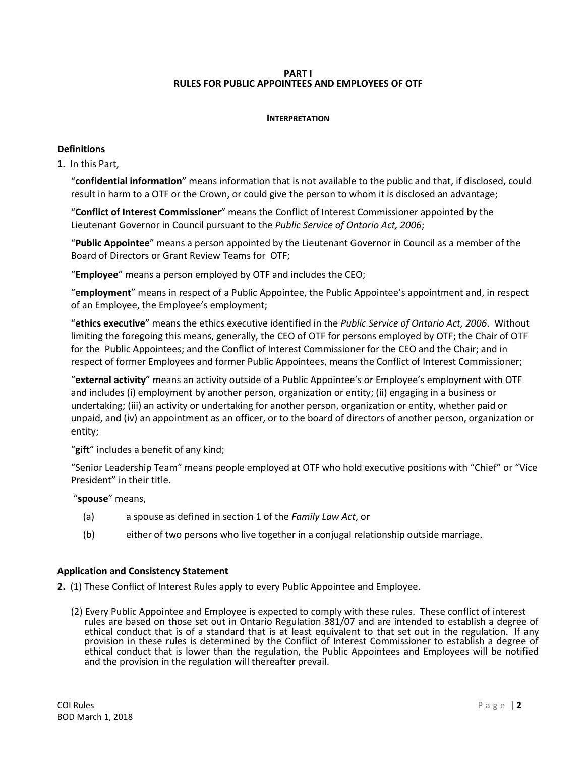# PART I
# RULES FOR PUBLIC APPOINTEES AND EMPLOYEES OF OTF

## INTERPRETATION

### Definitions

**1.** In this Part,

"**confidential information**" means information that is not available to the public and that, if disclosed, could result in harm to a OTF or the Crown, or could give the person to whom it is disclosed an advantage;

"**Conflict of Interest Commissioner**" means the Conflict of Interest Commissioner appointed by the Lieutenant Governor in Council pursuant to the *Public Service of Ontario Act, 2006*;

"**Public Appointee**" means a person appointed by the Lieutenant Governor in Council as a member of the Board of Directors or Grant Review Teams for OTF;

"**Employee**" means a person employed by OTF and includes the CEO;

"**employment**" means in respect of a Public Appointee, the Public Appointee's appointment and, in respect of an Employee, the Employee's employment;

"**ethics executive**" means the ethics executive identified in the *Public Service of Ontario Act, 2006*. Without limiting the foregoing this means, generally, the CEO of OTF for persons employed by OTF; the Chair of OTF for the Public Appointees; and the Conflict of Interest Commissioner for the CEO and the Chair; and in respect of former Employees and former Public Appointees, means the Conflict of Interest Commissioner;

"**external activity**" means an activity outside of a Public Appointee's or Employee's employment with OTF and includes (i) employment by another person, organization or entity; (ii) engaging in a business or undertaking; (iii) an activity or undertaking for another person, organization or entity, whether paid or unpaid, and (iv) an appointment as an officer, or to the board of directors of another person, organization or entity;

"**gift**" includes a benefit of any kind;

"Senior Leadership Team" means people employed at OTF who hold executive positions with "Chief" or "Vice President" in their title.

"**spouse**" means,

(a) a spouse as defined in section 1 of the *Family Law Act*, or

(b) either of two persons who live together in a conjugal relationship outside marriage.

### Application and Consistency Statement

**2.** (1) These Conflict of Interest Rules apply to every Public Appointee and Employee.

(2) Every Public Appointee and Employee is expected to comply with these rules. These conflict of interest rules are based on those set out in Ontario Regulation 381/07 and are intended to establish a degree of ethical conduct that is of a standard that is at least equivalent to that set out in the regulation. If any provision in these rules is determined by the Conflict of Interest Commissioner to establish a degree of ethical conduct that is lower than the regulation, the Public Appointees and Employees will be notified and the provision in the regulation will thereafter prevail.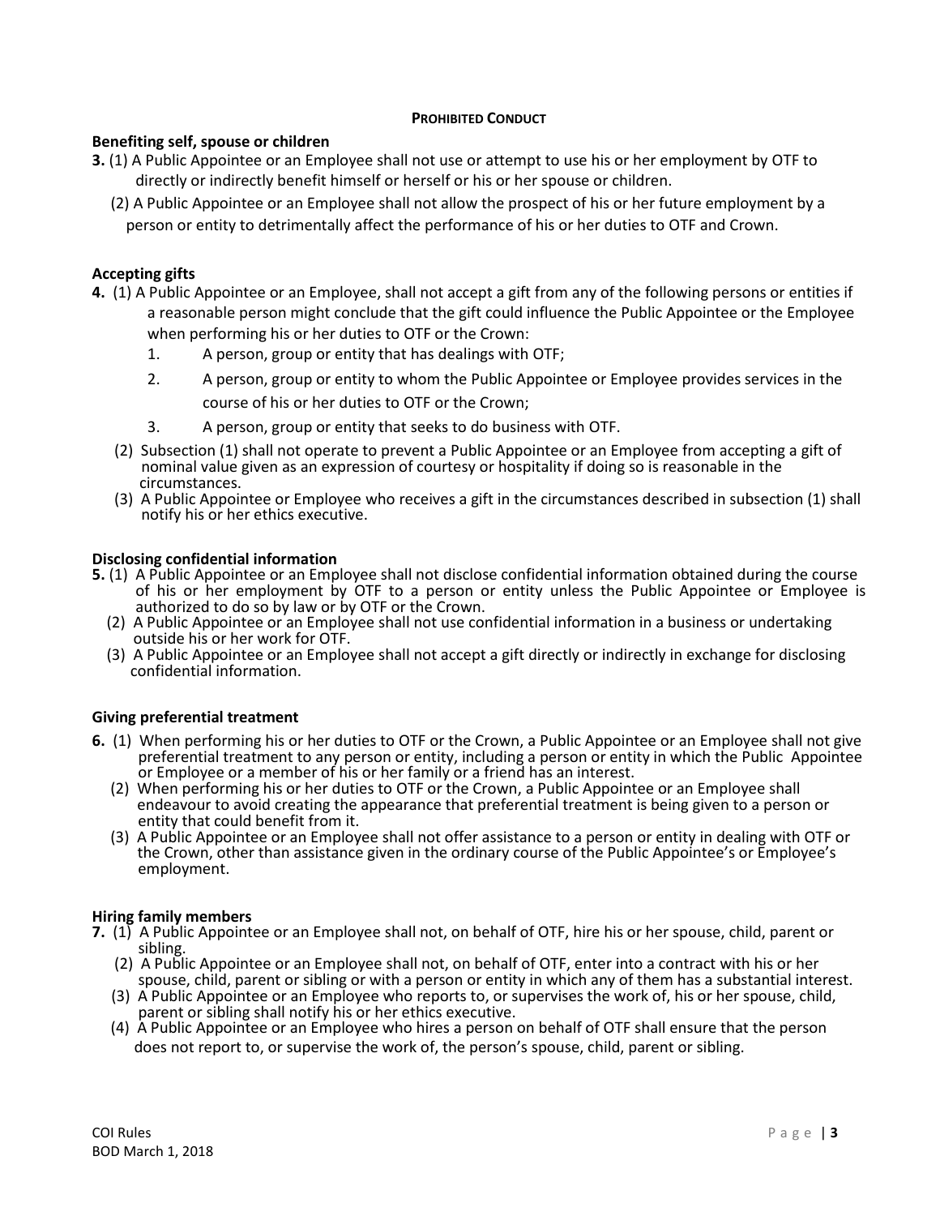## PROHIBITED CONDUCT

### Benefiting self, spouse or children

**3.** (1) A Public Appointee or an Employee shall not use or attempt to use his or her employment by OTF to directly or indirectly benefit himself or herself or his or her spouse or children.

(2) A Public Appointee or an Employee shall not allow the prospect of his or her future employment by a person or entity to detrimentally affect the performance of his or her duties to OTF and Crown.

### Accepting gifts

**4.** (1) A Public Appointee or an Employee, shall not accept a gift from any of the following persons or entities if a reasonable person might conclude that the gift could influence the Public Appointee or the Employee when performing his or her duties to OTF or the Crown:

1. A person, group or entity that has dealings with OTF;
2. A person, group or entity to whom the Public Appointee or Employee provides services in the course of his or her duties to OTF or the Crown;
3. A person, group or entity that seeks to do business with OTF.

(2) Subsection (1) shall not operate to prevent a Public Appointee or an Employee from accepting a gift of nominal value given as an expression of courtesy or hospitality if doing so is reasonable in the circumstances.

(3) A Public Appointee or Employee who receives a gift in the circumstances described in subsection (1) shall notify his or her ethics executive.

### Disclosing confidential information

**5.** (1) A Public Appointee or an Employee shall not disclose confidential information obtained during the course of his or her employment by OTF to a person or entity unless the Public Appointee or Employee is authorized to do so by law or by OTF or the Crown.

(2) A Public Appointee or an Employee shall not use confidential information in a business or undertaking outside his or her work for OTF.

(3) A Public Appointee or an Employee shall not accept a gift directly or indirectly in exchange for disclosing confidential information.

### Giving preferential treatment

**6.** (1) When performing his or her duties to OTF or the Crown, a Public Appointee or an Employee shall not give preferential treatment to any person or entity, including a person or entity in which the Public Appointee or Employee or a member of his or her family or a friend has an interest.

(2) When performing his or her duties to OTF or the Crown, a Public Appointee or an Employee shall endeavour to avoid creating the appearance that preferential treatment is being given to a person or entity that could benefit from it.

(3) A Public Appointee or an Employee shall not offer assistance to a person or entity in dealing with OTF or the Crown, other than assistance given in the ordinary course of the Public Appointee's or Employee's employment.

### Hiring family members

**7.** (1) A Public Appointee or an Employee shall not, on behalf of OTF, hire his or her spouse, child, parent or sibling.

(2) A Public Appointee or an Employee shall not, on behalf of OTF, enter into a contract with his or her spouse, child, parent or sibling or with a person or entity in which any of them has a substantial interest.

(3) A Public Appointee or an Employee who reports to, or supervises the work of, his or her spouse, child, parent or sibling shall notify his or her ethics executive.

(4) A Public Appointee or an Employee who hires a person on behalf of OTF shall ensure that the person does not report to, or supervise the work of, the person's spouse, child, parent or sibling.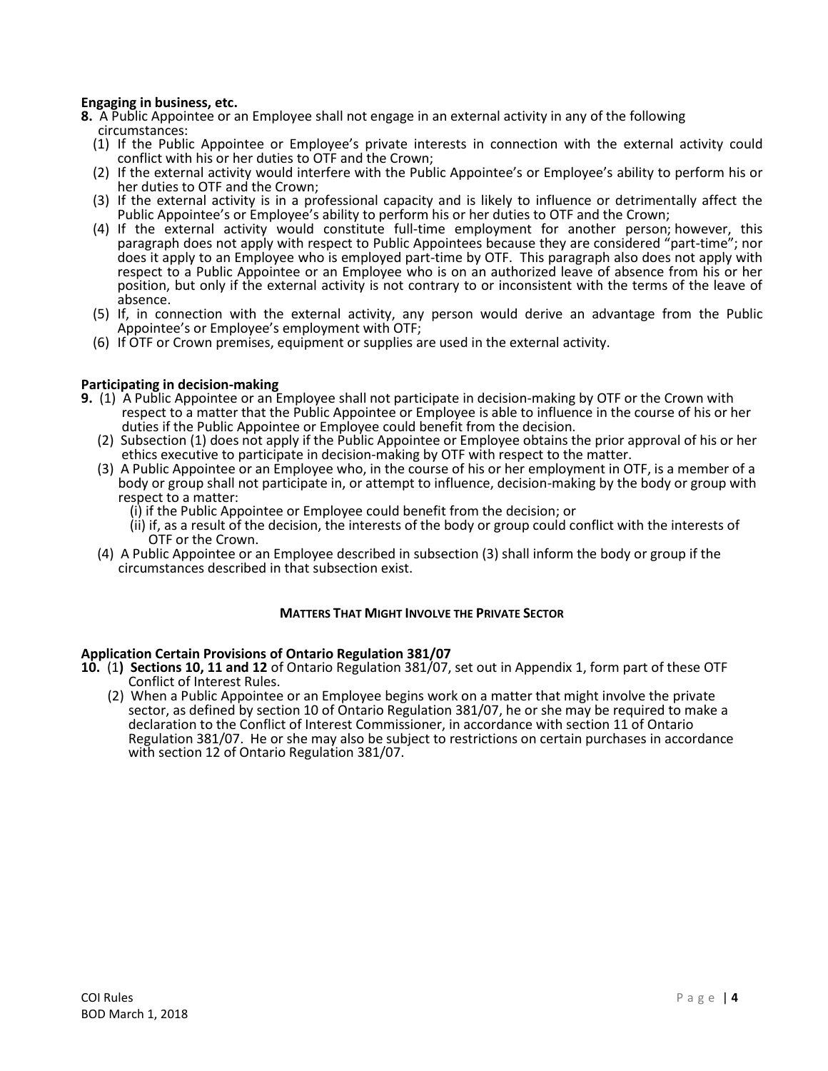**Engaging in business, etc.**

**8.** A Public Appointee or an Employee shall not engage in an external activity in any of the following circumstances:

(1) If the Public Appointee or Employee's private interests in connection with the external activity could conflict with his or her duties to OTF and the Crown;

(2) If the external activity would interfere with the Public Appointee's or Employee's ability to perform his or her duties to OTF and the Crown;

(3) If the external activity is in a professional capacity and is likely to influence or detrimentally affect the Public Appointee's or Employee's ability to perform his or her duties to OTF and the Crown;

(4) If the external activity would constitute full-time employment for another person; however, this paragraph does not apply with respect to Public Appointees because they are considered "part-time"; nor does it apply to an Employee who is employed part-time by OTF. This paragraph also does not apply with respect to a Public Appointee or an Employee who is on an authorized leave of absence from his or her position, but only if the external activity is not contrary to or inconsistent with the terms of the leave of absence.

(5) If, in connection with the external activity, any person would derive an advantage from the Public Appointee's or Employee's employment with OTF;

(6) If OTF or Crown premises, equipment or supplies are used in the external activity.

**Participating in decision-making**

**9.** (1) A Public Appointee or an Employee shall not participate in decision-making by OTF or the Crown with respect to a matter that the Public Appointee or Employee is able to influence in the course of his or her duties if the Public Appointee or Employee could benefit from the decision.

(2) Subsection (1) does not apply if the Public Appointee or Employee obtains the prior approval of his or her ethics executive to participate in decision-making by OTF with respect to the matter.

(3) A Public Appointee or an Employee who, in the course of his or her employment in OTF, is a member of a body or group shall not participate in, or attempt to influence, decision-making by the body or group with respect to a matter:

(i) if the Public Appointee or Employee could benefit from the decision; or

(ii) if, as a result of the decision, the interests of the body or group could conflict with the interests of OTF or the Crown.

(4) A Public Appointee or an Employee described in subsection (3) shall inform the body or group if the circumstances described in that subsection exist.

**MATTERS THAT MIGHT INVOLVE THE PRIVATE SECTOR**

**Application Certain Provisions of Ontario Regulation 381/07**

**10.** (1**) Sections 10, 11 and 12** of Ontario Regulation 381/07, set out in Appendix 1, form part of these OTF Conflict of Interest Rules.

(2) When a Public Appointee or an Employee begins work on a matter that might involve the private sector, as defined by section 10 of Ontario Regulation 381/07, he or she may be required to make a declaration to the Conflict of Interest Commissioner, in accordance with section 11 of Ontario Regulation 381/07. He or she may also be subject to restrictions on certain purchases in accordance with section 12 of Ontario Regulation 381/07.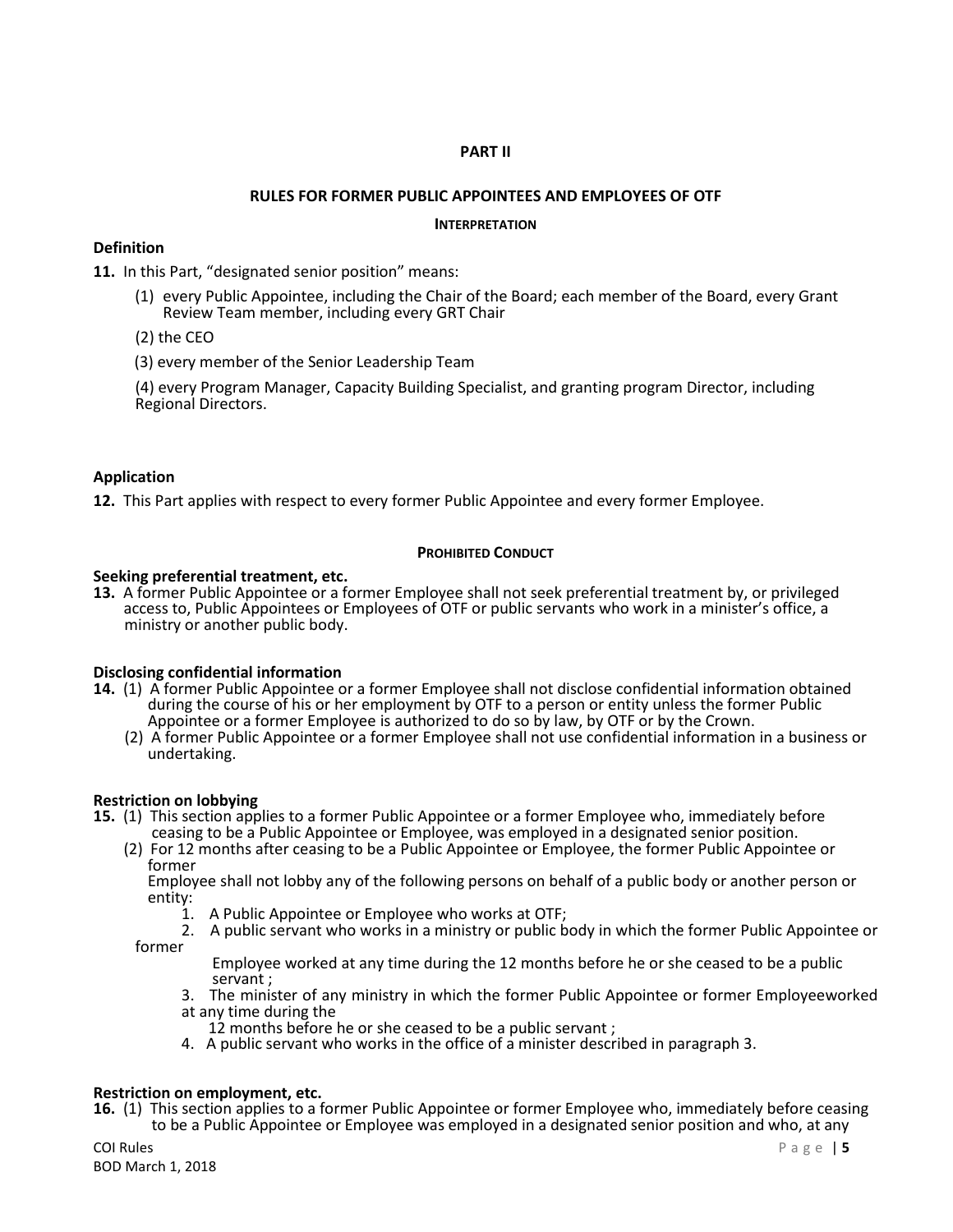## PART II

### RULES FOR FORMER PUBLIC APPOINTEES AND EMPLOYEES OF OTF

#### INTERPRETATION

**Definition**

**11.** In this Part, “designated senior position” means:

(1) every Public Appointee, including the Chair of the Board; each member of the Board, every Grant Review Team member, including every GRT Chair

(2) the CEO

(3) every member of the Senior Leadership Team

(4) every Program Manager, Capacity Building Specialist, and granting program Director, including Regional Directors.

**Application**

**12.** This Part applies with respect to every former Public Appointee and every former Employee.

#### PROHIBITED CONDUCT

**Seeking preferential treatment, etc.**

**13.** A former Public Appointee or a former Employee shall not seek preferential treatment by, or privileged access to, Public Appointees or Employees of OTF or public servants who work in a minister’s office, a ministry or another public body.

**Disclosing confidential information**

**14.** (1) A former Public Appointee or a former Employee shall not disclose confidential information obtained during the course of his or her employment by OTF to a person or entity unless the former Public Appointee or a former Employee is authorized to do so by law, by OTF or by the Crown.

(2) A former Public Appointee or a former Employee shall not use confidential information in a business or undertaking.

**Restriction on lobbying**

**15.** (1) This section applies to a former Public Appointee or a former Employee who, immediately before ceasing to be a Public Appointee or Employee, was employed in a designated senior position.

(2) For 12 months after ceasing to be a Public Appointee or Employee, the former Public Appointee or former Employee shall not lobby any of the following persons on behalf of a public body or another person or entity:

1. A Public Appointee or Employee who works at OTF;
2. A public servant who works in a ministry or public body in which the former Public Appointee or former Employee worked at any time during the 12 months before he or she ceased to be a public servant ;
3. The minister of any ministry in which the former Public Appointee or former Employeeworked at any time during the 12 months before he or she ceased to be a public servant ;
4. A public servant who works in the office of a minister described in paragraph 3.

**Restriction on employment, etc.**

**16.** (1) This section applies to a former Public Appointee or former Employee who, immediately before ceasing to be a Public Appointee or Employee was employed in a designated senior position and who, at any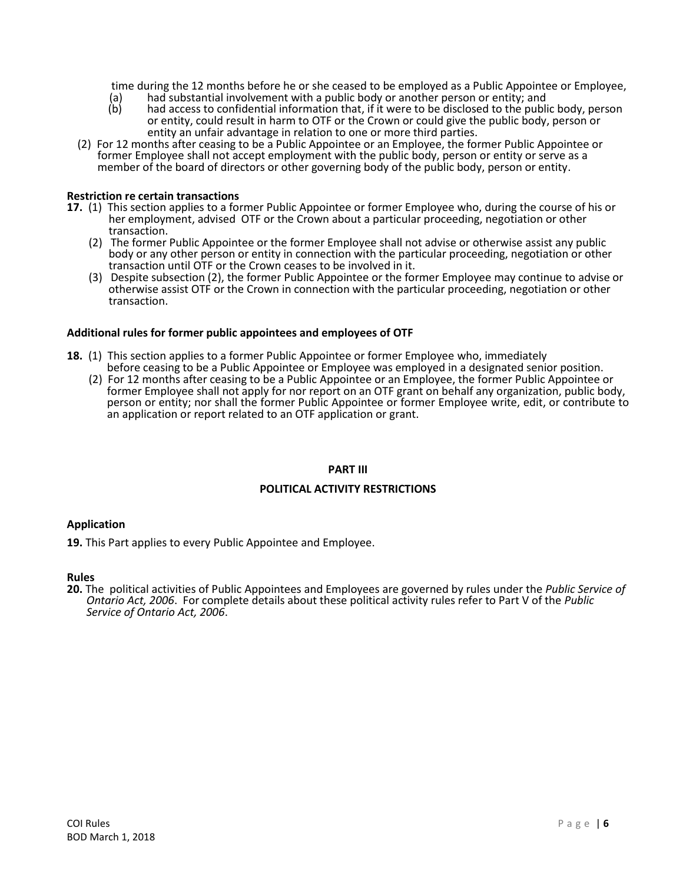time during the 12 months before he or she ceased to be employed as a Public Appointee or Employee,

(a) had substantial involvement with a public body or another person or entity; and

(b) had access to confidential information that, if it were to be disclosed to the public body, person or entity, could result in harm to OTF or the Crown or could give the public body, person or entity an unfair advantage in relation to one or more third parties.

(2) For 12 months after ceasing to be a Public Appointee or an Employee, the former Public Appointee or former Employee shall not accept employment with the public body, person or entity or serve as a member of the board of directors or other governing body of the public body, person or entity.

**Restriction re certain transactions**

**17.** (1) This section applies to a former Public Appointee or former Employee who, during the course of his or her employment, advised OTF or the Crown about a particular proceeding, negotiation or other transaction.

(2) The former Public Appointee or the former Employee shall not advise or otherwise assist any public body or any other person or entity in connection with the particular proceeding, negotiation or other transaction until OTF or the Crown ceases to be involved in it.

(3) Despite subsection (2), the former Public Appointee or the former Employee may continue to advise or otherwise assist OTF or the Crown in connection with the particular proceeding, negotiation or other transaction.

**Additional rules for former public appointees and employees of OTF**

**18.** (1) This section applies to a former Public Appointee or former Employee who, immediately before ceasing to be a Public Appointee or Employee was employed in a designated senior position.

(2) For 12 months after ceasing to be a Public Appointee or an Employee, the former Public Appointee or former Employee shall not apply for nor report on an OTF grant on behalf any organization, public body, person or entity; nor shall the former Public Appointee or former Employee write, edit, or contribute to an application or report related to an OTF application or grant.

## PART III

## POLITICAL ACTIVITY RESTRICTIONS

**Application**

**19.** This Part applies to every Public Appointee and Employee.

**Rules**

**20.** The political activities of Public Appointees and Employees are governed by rules under the *Public Service of Ontario Act, 2006*. For complete details about these political activity rules refer to Part V of the *Public Service of Ontario Act, 2006*.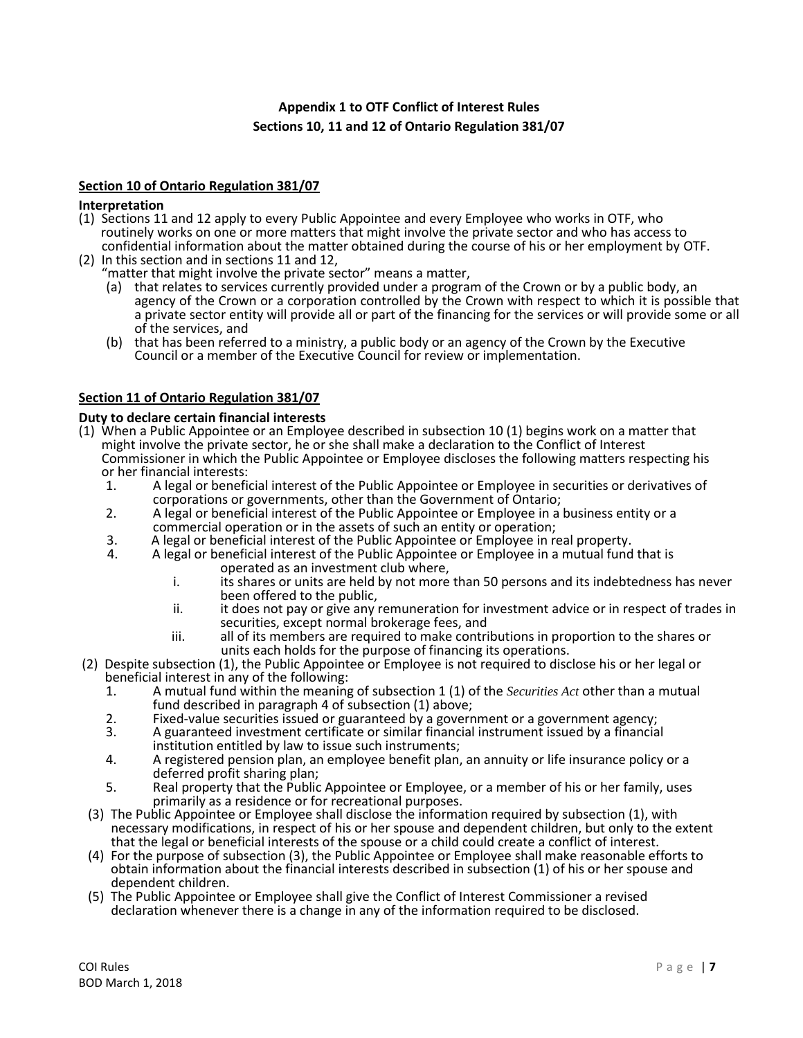## Appendix 1 to OTF Conflict of Interest Rules

## Sections 10, 11 and 12 of Ontario Regulation 381/07

### Section 10 of Ontario Regulation 381/07

**Interpretation**

(1) Sections 11 and 12 apply to every Public Appointee and every Employee who works in OTF, who routinely works on one or more matters that might involve the private sector and who has access to confidential information about the matter obtained during the course of his or her employment by OTF.

(2) In this section and in sections 11 and 12,
"matter that might involve the private sector" means a matter,
   - (a) that relates to services currently provided under a program of the Crown or by a public body, an agency of the Crown or a corporation controlled by the Crown with respect to which it is possible that a private sector entity will provide all or part of the financing for the services or will provide some or all of the services, and
   - (b) that has been referred to a ministry, a public body or an agency of the Crown by the Executive Council or a member of the Executive Council for review or implementation.

### Section 11 of Ontario Regulation 381/07

**Duty to declare certain financial interests**

(1) When a Public Appointee or an Employee described in subsection 10 (1) begins work on a matter that might involve the private sector, he or she shall make a declaration to the Conflict of Interest Commissioner in which the Public Appointee or Employee discloses the following matters respecting his or her financial interests:
   1. A legal or beneficial interest of the Public Appointee or Employee in securities or derivatives of corporations or governments, other than the Government of Ontario;
   2. A legal or beneficial interest of the Public Appointee or Employee in a business entity or a commercial operation or in the assets of such an entity or operation;
   3. A legal or beneficial interest of the Public Appointee or Employee in real property.
   4. A legal or beneficial interest of the Public Appointee or Employee in a mutual fund that is operated as an investment club where,
      - i. its shares or units are held by not more than 50 persons and its indebtedness has never been offered to the public,
      - ii. it does not pay or give any remuneration for investment advice or in respect of trades in securities, except normal brokerage fees, and
      - iii. all of its members are required to make contributions in proportion to the shares or units each holds for the purpose of financing its operations.

(2) Despite subsection (1), the Public Appointee or Employee is not required to disclose his or her legal or beneficial interest in any of the following:
   1. A mutual fund within the meaning of subsection 1 (1) of the *Securities Act* other than a mutual fund described in paragraph 4 of subsection (1) above;
   2. Fixed-value securities issued or guaranteed by a government or a government agency;
   3. A guaranteed investment certificate or similar financial instrument issued by a financial institution entitled by law to issue such instruments;
   4. A registered pension plan, an employee benefit plan, an annuity or life insurance policy or a deferred profit sharing plan;
   5. Real property that the Public Appointee or Employee, or a member of his or her family, uses primarily as a residence or for recreational purposes.

(3) The Public Appointee or Employee shall disclose the information required by subsection (1), with necessary modifications, in respect of his or her spouse and dependent children, but only to the extent that the legal or beneficial interests of the spouse or a child could create a conflict of interest.

(4) For the purpose of subsection (3), the Public Appointee or Employee shall make reasonable efforts to obtain information about the financial interests described in subsection (1) of his or her spouse and dependent children.

(5) The Public Appointee or Employee shall give the Conflict of Interest Commissioner a revised declaration whenever there is a change in any of the information required to be disclosed.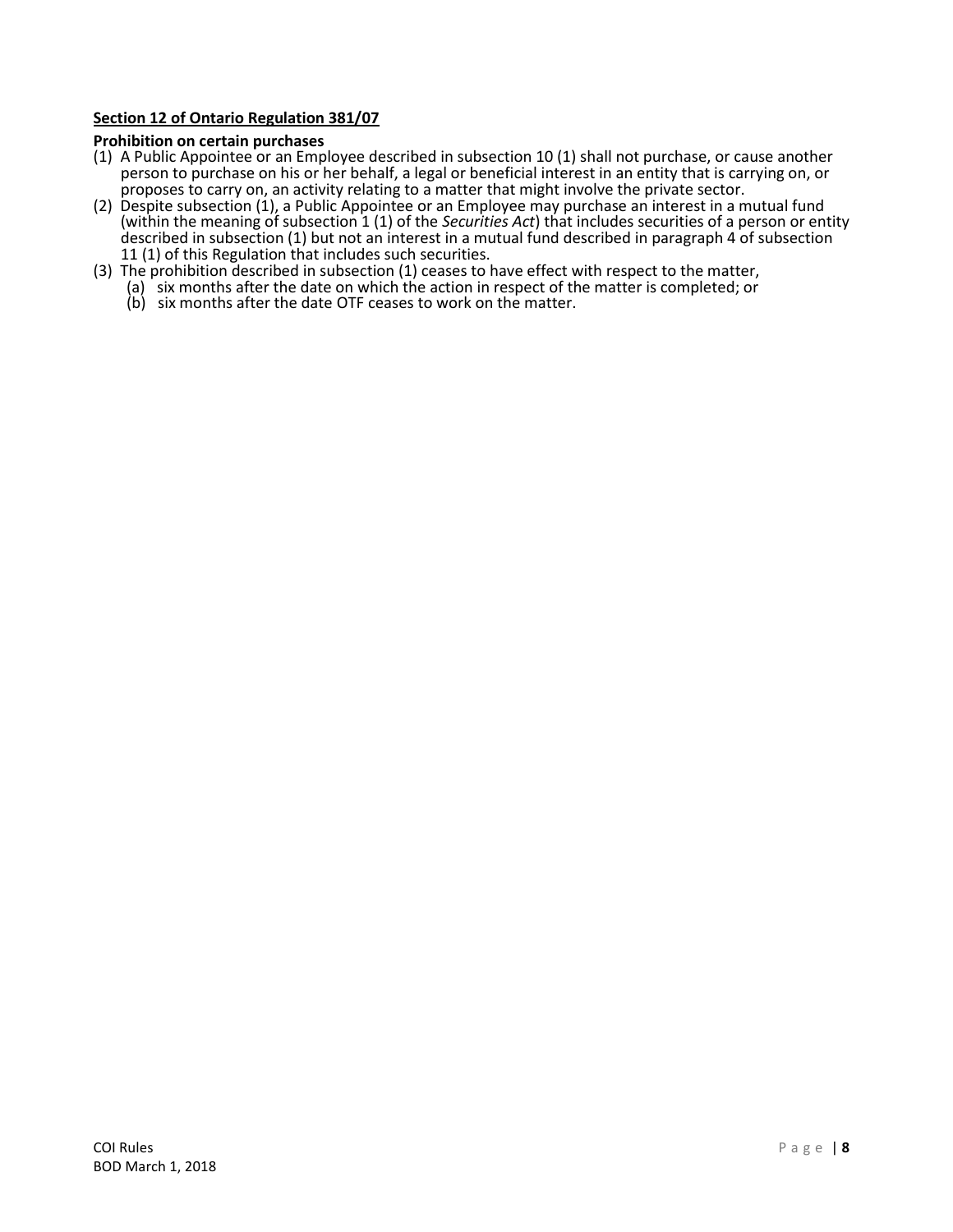**Section 12 of Ontario Regulation 381/07**

**Prohibition on certain purchases**

(1) A Public Appointee or an Employee described in subsection 10 (1) shall not purchase, or cause another person to purchase on his or her behalf, a legal or beneficial interest in an entity that is carrying on, or proposes to carry on, an activity relating to a matter that might involve the private sector.

(2) Despite subsection (1), a Public Appointee or an Employee may purchase an interest in a mutual fund (within the meaning of subsection 1 (1) of the *Securities Act*) that includes securities of a person or entity described in subsection (1) but not an interest in a mutual fund described in paragraph 4 of subsection 11 (1) of this Regulation that includes such securities.

(3) The prohibition described in subsection (1) ceases to have effect with respect to the matter,
   (a) six months after the date on which the action in respect of the matter is completed; or
   (b) six months after the date OTF ceases to work on the matter.